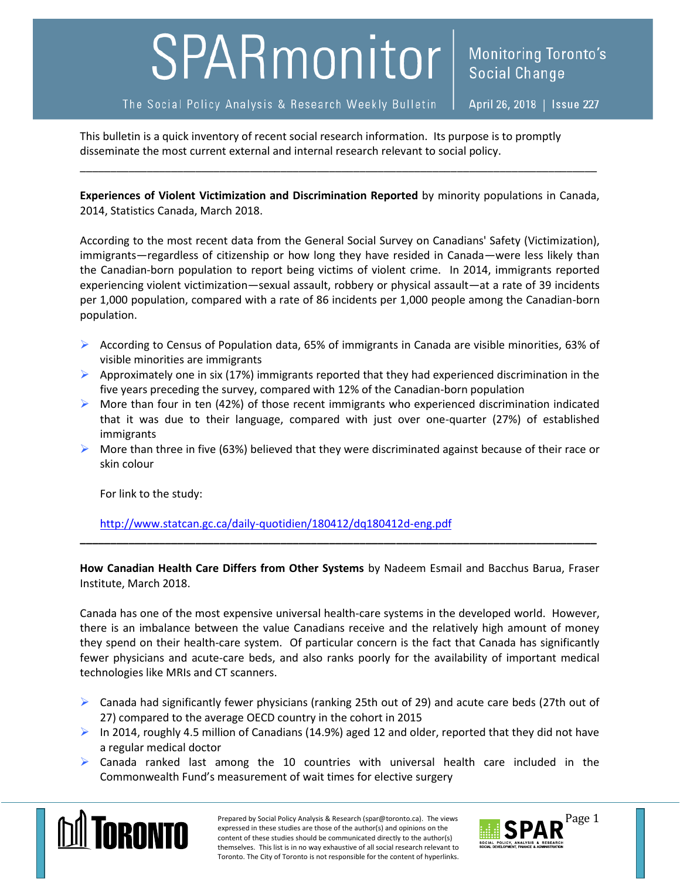# SPARmonitor

Monitoring Toronto's Social Change

The Social Policy Analysis & Research Weekly Bulletin

April 26, 2018 | Issue 227

This bulletin is a quick inventory of recent social research information. Its purpose is to promptly disseminate the most current external and internal research relevant to social policy.

---

**Experiences of Violent Victimization and Discrimination Reported** by minority populations in Canada, 2014, Statistics Canada, March 2018.

According to the most recent data from the General Social Survey on Canadians' Safety (Victimization), immigrants—regardless of citizenship or how long they have resided in Canada—were less likely than the Canadian-born population to report being victims of violent crime. In 2014, immigrants reported experiencing violent victimization—sexual assault, robbery or physical assault—at a rate of 39 incidents per 1,000 population, compared with a rate of 86 incidents per 1,000 people among the Canadian-born population.

- According to Census of Population data, 65% of immigrants in Canada are visible minorities, 63% of visible minorities are immigrants
- Approximately one in six (17%) immigrants reported that they had experienced discrimination in the five years preceding the survey, compared with 12% of the Canadian-born population
- More than four in ten (42%) of those recent immigrants who experienced discrimination indicated that it was due to their language, compared with just over one-quarter (27%) of established immigrants
- More than three in five (63%) believed that they were discriminated against because of their race or skin colour

  For link to the study:

  http://www.statcan.gc.ca/daily-quotidien/180412/dq180412d-eng.pdf

---

**How Canadian Health Care Differs from Other Systems** by Nadeem Esmail and Bacchus Barua, Fraser Institute, March 2018.

Canada has one of the most expensive universal health-care systems in the developed world. However, there is an imbalance between the value Canadians receive and the relatively high amount of money they spend on their health-care system. Of particular concern is the fact that Canada has significantly fewer physicians and acute-care beds, and also ranks poorly for the availability of important medical technologies like MRIs and CT scanners.

- Canada had significantly fewer physicians (ranking 25th out of 29) and acute care beds (27th out of 27) compared to the average OECD country in the cohort in 2015
- In 2014, roughly 4.5 million of Canadians (14.9%) aged 12 and older, reported that they did not have a regular medical doctor
- Canada ranked last among the 10 countries with universal health care included in the Commonwealth Fund's measurement of wait times for elective surgery

Prepared by Social Policy Analysis & Research (spar@toronto.ca). The views expressed in these studies are those of the author(s) and opinions on the content of these studies should be communicated directly to the author(s) themselves. This list is in no way exhaustive of all social research relevant to Toronto. The City of Toronto is not responsible for the content of hyperlinks.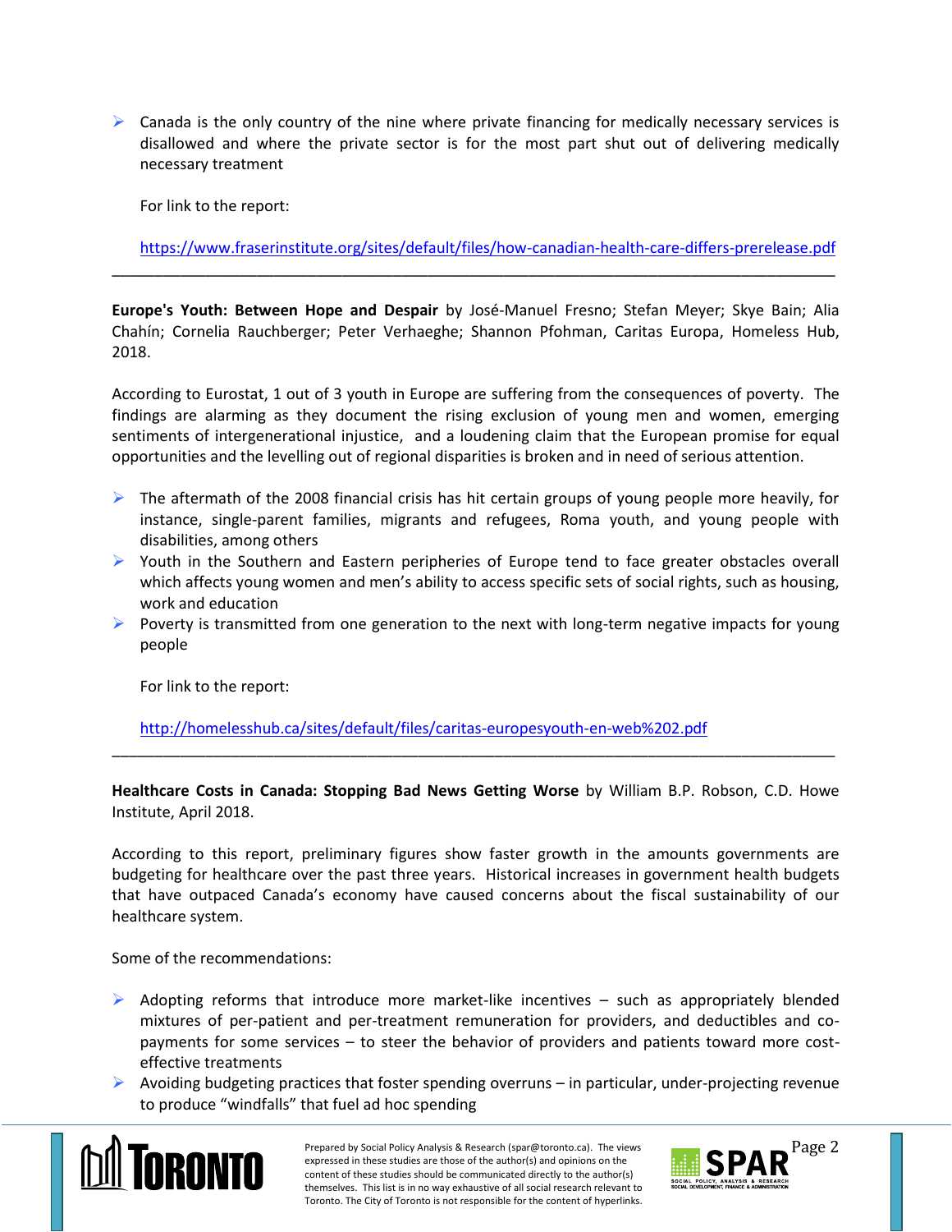- Canada is the only country of the nine where private financing for medically necessary services is disallowed and where the private sector is for the most part shut out of delivering medically necessary treatment

  For link to the report:

  https://www.fraserinstitute.org/sites/default/files/how-canadian-health-care-differs-prerelease.pdf

---

**Europe's Youth: Between Hope and Despair** by José-Manuel Fresno; Stefan Meyer; Skye Bain; Alia Chahín; Cornelia Rauchberger; Peter Verhaeghe; Shannon Pfohman, Caritas Europa, Homeless Hub, 2018.

According to Eurostat, 1 out of 3 youth in Europe are suffering from the consequences of poverty. The findings are alarming as they document the rising exclusion of young men and women, emerging sentiments of intergenerational injustice, and a loudening claim that the European promise for equal opportunities and the levelling out of regional disparities is broken and in need of serious attention.

- The aftermath of the 2008 financial crisis has hit certain groups of young people more heavily, for instance, single-parent families, migrants and refugees, Roma youth, and young people with disabilities, among others
- Youth in the Southern and Eastern peripheries of Europe tend to face greater obstacles overall which affects young women and men's ability to access specific sets of social rights, such as housing, work and education
- Poverty is transmitted from one generation to the next with long-term negative impacts for young people

  For link to the report:

  http://homelesshub.ca/sites/default/files/caritas-europesyouth-en-web%202.pdf

---

**Healthcare Costs in Canada: Stopping Bad News Getting Worse** by William B.P. Robson, C.D. Howe Institute, April 2018.

According to this report, preliminary figures show faster growth in the amounts governments are budgeting for healthcare over the past three years. Historical increases in government health budgets that have outpaced Canada's economy have caused concerns about the fiscal sustainability of our healthcare system.

Some of the recommendations:

- Adopting reforms that introduce more market-like incentives – such as appropriately blended mixtures of per-patient and per-treatment remuneration for providers, and deductibles and co-payments for some services – to steer the behavior of providers and patients toward more cost-effective treatments
- Avoiding budgeting practices that foster spending overruns – in particular, under-projecting revenue to produce "windfalls" that fuel ad hoc spending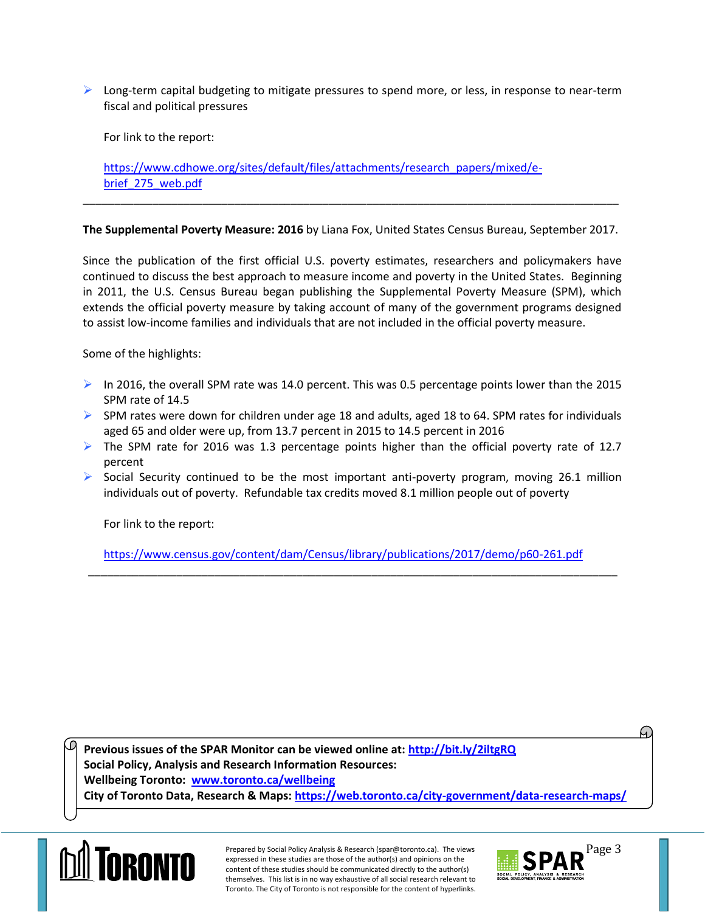- Long-term capital budgeting to mitigate pressures to spend more, or less, in response to near-term fiscal and political pressures

  For link to the report:

  https://www.cdhowe.org/sites/default/files/attachments/research_papers/mixed/e-brief_275_web.pdf

---

**The Supplemental Poverty Measure: 2016** by Liana Fox, United States Census Bureau, September 2017.

Since the publication of the first official U.S. poverty estimates, researchers and policymakers have continued to discuss the best approach to measure income and poverty in the United States. Beginning in 2011, the U.S. Census Bureau began publishing the Supplemental Poverty Measure (SPM), which extends the official poverty measure by taking account of many of the government programs designed to assist low-income families and individuals that are not included in the official poverty measure.

Some of the highlights:

- In 2016, the overall SPM rate was 14.0 percent. This was 0.5 percentage points lower than the 2015 SPM rate of 14.5
- SPM rates were down for children under age 18 and adults, aged 18 to 64. SPM rates for individuals aged 65 and older were up, from 13.7 percent in 2015 to 14.5 percent in 2016
- The SPM rate for 2016 was 1.3 percentage points higher than the official poverty rate of 12.7 percent
- Social Security continued to be the most important anti-poverty program, moving 26.1 million individuals out of poverty. Refundable tax credits moved 8.1 million people out of poverty

  For link to the report:

  https://www.census.gov/content/dam/Census/library/publications/2017/demo/p60-261.pdf

---

**Previous issues of the SPAR Monitor can be viewed online at: http://bit.ly/2iltgRQ**
**Social Policy, Analysis and Research Information Resources:**
**Wellbeing Toronto: www.toronto.ca/wellbeing**
**City of Toronto Data, Research & Maps: https://web.toronto.ca/city-government/data-research-maps/**

Prepared by Social Policy Analysis & Research (spar@toronto.ca). The views expressed in these studies are those of the author(s) and opinions on the content of these studies should be communicated directly to the author(s) themselves. This list is in no way exhaustive of all social research relevant to Toronto. The City of Toronto is not responsible for the content of hyperlinks.